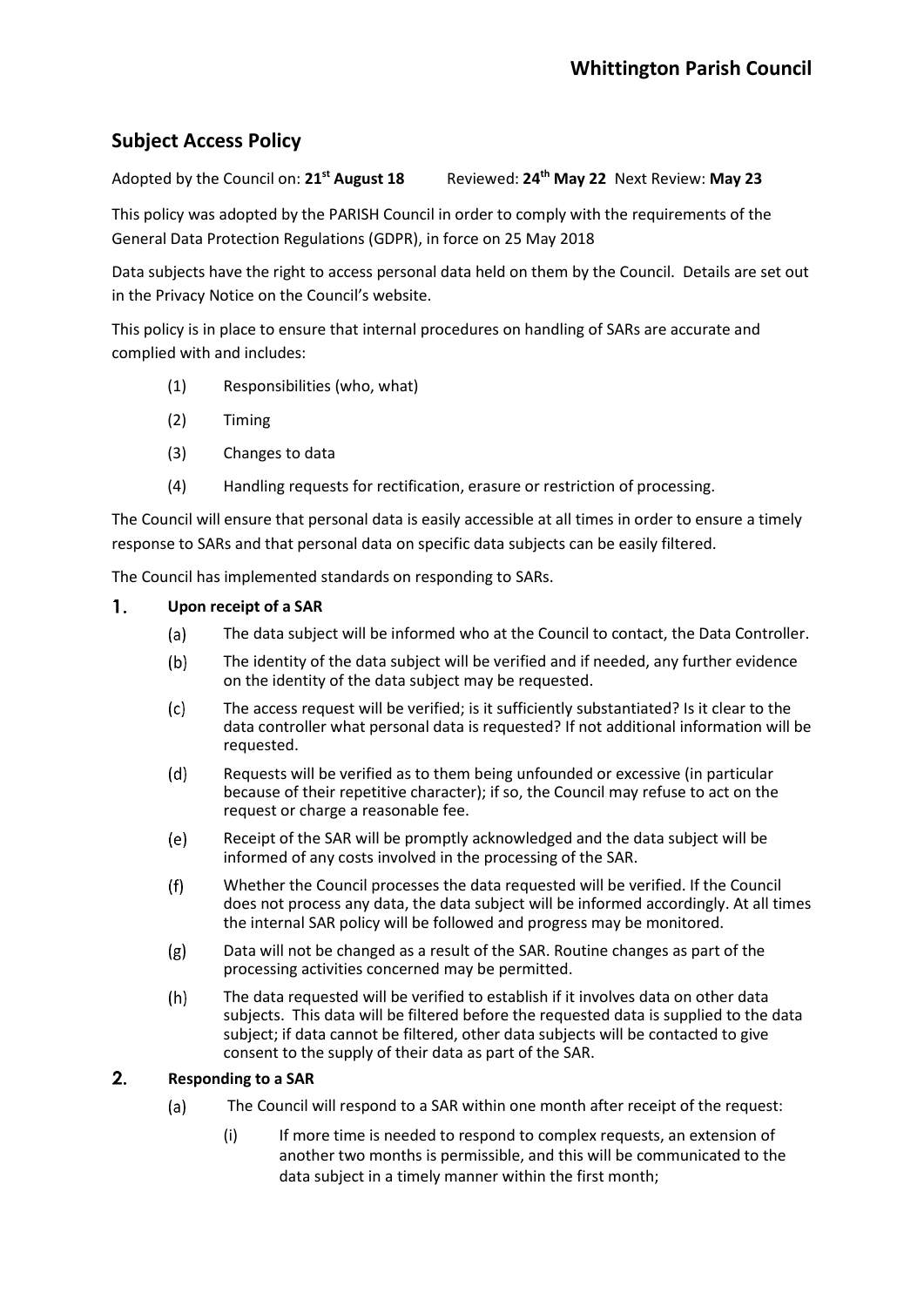# Whittington Parish Council

## Subject Access Policy

Adopted by the Council on: **21st August 18** Reviewed: **24th May 22** Next Review: **May 23**

This policy was adopted by the PARISH Council in order to comply with the requirements of the General Data Protection Regulations (GDPR), in force on 25 May 2018

Data subjects have the right to access personal data held on them by the Council. Details are set out in the Privacy Notice on the Council's website.

This policy is in place to ensure that internal procedures on handling of SARs are accurate and complied with and includes:

- (1) Responsibilities (who, what)
- (2) Timing
- (3) Changes to data
- (4) Handling requests for rectification, erasure or restriction of processing.

The Council will ensure that personal data is easily accessible at all times in order to ensure a timely response to SARs and that personal data on specific data subjects can be easily filtered.

The Council has implemented standards on responding to SARs.

### 1. Upon receipt of a SAR

- (a) The data subject will be informed who at the Council to contact, the Data Controller.
- (b) The identity of the data subject will be verified and if needed, any further evidence on the identity of the data subject may be requested.
- (c) The access request will be verified; is it sufficiently substantiated? Is it clear to the data controller what personal data is requested? If not additional information will be requested.
- (d) Requests will be verified as to them being unfounded or excessive (in particular because of their repetitive character); if so, the Council may refuse to act on the request or charge a reasonable fee.
- (e) Receipt of the SAR will be promptly acknowledged and the data subject will be informed of any costs involved in the processing of the SAR.
- (f) Whether the Council processes the data requested will be verified. If the Council does not process any data, the data subject will be informed accordingly. At all times the internal SAR policy will be followed and progress may be monitored.
- (g) Data will not be changed as a result of the SAR. Routine changes as part of the processing activities concerned may be permitted.
- (h) The data requested will be verified to establish if it involves data on other data subjects. This data will be filtered before the requested data is supplied to the data subject; if data cannot be filtered, other data subjects will be contacted to give consent to the supply of their data as part of the SAR.

### 2. Responding to a SAR

- (a) The Council will respond to a SAR within one month after receipt of the request:
  - (i) If more time is needed to respond to complex requests, an extension of another two months is permissible, and this will be communicated to the data subject in a timely manner within the first month;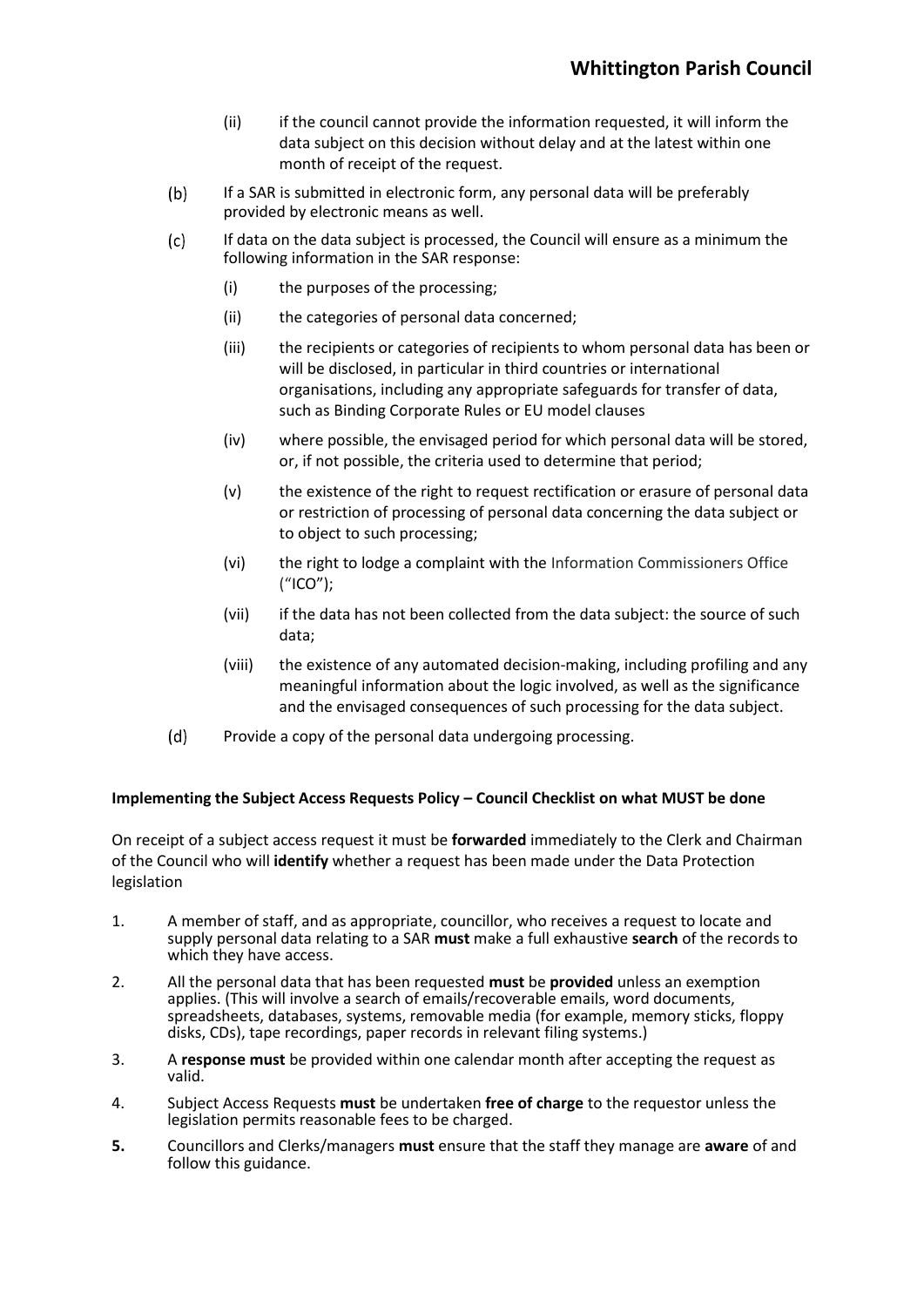(ii) if the council cannot provide the information requested, it will inform the data subject on this decision without delay and at the latest within one month of receipt of the request.

(b) If a SAR is submitted in electronic form, any personal data will be preferably provided by electronic means as well.

(c) If data on the data subject is processed, the Council will ensure as a minimum the following information in the SAR response:

(i) the purposes of the processing;

(ii) the categories of personal data concerned;

(iii) the recipients or categories of recipients to whom personal data has been or will be disclosed, in particular in third countries or international organisations, including any appropriate safeguards for transfer of data, such as Binding Corporate Rules or EU model clauses

(iv) where possible, the envisaged period for which personal data will be stored, or, if not possible, the criteria used to determine that period;

(v) the existence of the right to request rectification or erasure of personal data or restriction of processing of personal data concerning the data subject or to object to such processing;

(vi) the right to lodge a complaint with the Information Commissioners Office ("ICO");

(vii) if the data has not been collected from the data subject: the source of such data;

(viii) the existence of any automated decision-making, including profiling and any meaningful information about the logic involved, as well as the significance and the envisaged consequences of such processing for the data subject.

(d) Provide a copy of the personal data undergoing processing.

**Implementing the Subject Access Requests Policy – Council Checklist on what MUST be done**

On receipt of a subject access request it must be **forwarded** immediately to the Clerk and Chairman of the Council who will **identify** whether a request has been made under the Data Protection legislation

1. A member of staff, and as appropriate, councillor, who receives a request to locate and supply personal data relating to a SAR **must** make a full exhaustive **search** of the records to which they have access.
2. All the personal data that has been requested **must** be **provided** unless an exemption applies. (This will involve a search of emails/recoverable emails, word documents, spreadsheets, databases, systems, removable media (for example, memory sticks, floppy disks, CDs), tape recordings, paper records in relevant filing systems.)
3. A **response must** be provided within one calendar month after accepting the request as valid.
4. Subject Access Requests **must** be undertaken **free of charge** to the requestor unless the legislation permits reasonable fees to be charged.
5. Councillors and Clerks/managers **must** ensure that the staff they manage are **aware** of and follow this guidance.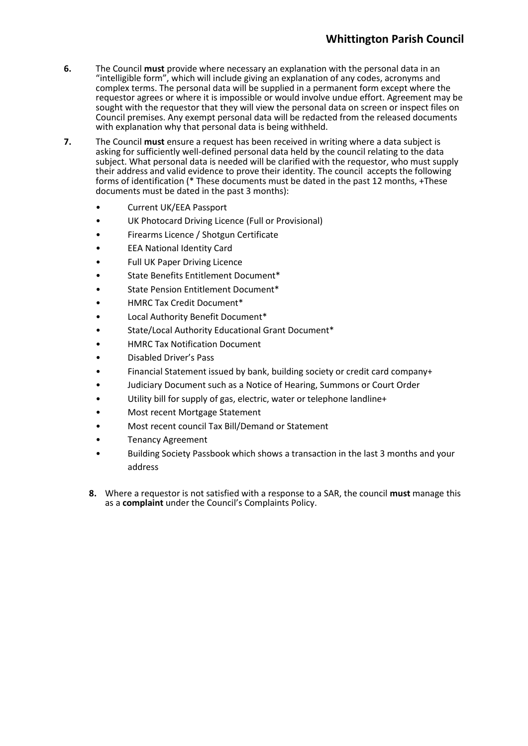**6.** The Council **must** provide where necessary an explanation with the personal data in an "intelligible form", which will include giving an explanation of any codes, acronyms and complex terms. The personal data will be supplied in a permanent form except where the requestor agrees or where it is impossible or would involve undue effort. Agreement may be sought with the requestor that they will view the personal data on screen or inspect files on Council premises. Any exempt personal data will be redacted from the released documents with explanation why that personal data is being withheld.

**7.** The Council **must** ensure a request has been received in writing where a data subject is asking for sufficiently well-defined personal data held by the council relating to the data subject. What personal data is needed will be clarified with the requestor, who must supply their address and valid evidence to prove their identity. The council accepts the following forms of identification (* These documents must be dated in the past 12 months, +These documents must be dated in the past 3 months):

- Current UK/EEA Passport
- UK Photocard Driving Licence (Full or Provisional)
- Firearms Licence / Shotgun Certificate
- EEA National Identity Card
- Full UK Paper Driving Licence
- State Benefits Entitlement Document*
- State Pension Entitlement Document*
- HMRC Tax Credit Document*
- Local Authority Benefit Document*
- State/Local Authority Educational Grant Document*
- HMRC Tax Notification Document
- Disabled Driver's Pass
- Financial Statement issued by bank, building society or credit card company+
- Judiciary Document such as a Notice of Hearing, Summons or Court Order
- Utility bill for supply of gas, electric, water or telephone landline+
- Most recent Mortgage Statement
- Most recent council Tax Bill/Demand or Statement
- Tenancy Agreement
- Building Society Passbook which shows a transaction in the last 3 months and your address

**8.** Where a requestor is not satisfied with a response to a SAR, the council **must** manage this as a **complaint** under the Council's Complaints Policy.